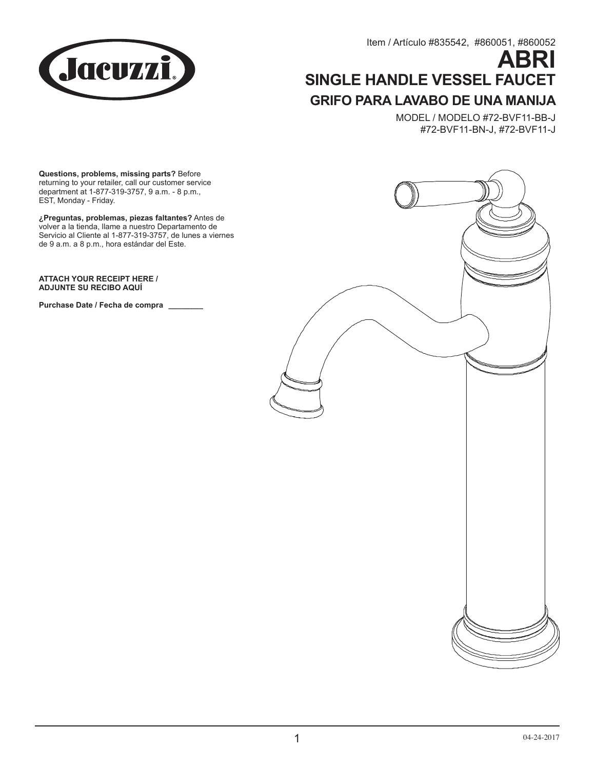Jacuzzi®

Item / Artículo #835542, #860051, #860052

# ABRI

## SINGLE HANDLE VESSEL FAUCET

## GRIFO PARA LAVABO DE UNA MANIJA

MODEL / MODELO #72-BVF11-BB-J
#72-BVF11-BN-J, #72-BVF11-J

**Questions, problems, missing parts?** Before returning to your retailer, call our customer service department at 1-877-319-3757, 9 a.m. - 8 p.m., EST, Monday - Friday.

**¿Preguntas, problemas, piezas faltantes?** Antes de volver a la tienda, llame a nuestro Departamento de Servicio al Cliente al 1-877-319-3757, de lunes a viernes de 9 a.m. a 8 p.m., hora estándar del Este.

**ATTACH YOUR RECEIPT HERE / ADJUNTE SU RECIBO AQUÍ**

**Purchase Date / Fecha de compra** ________

04-24-2017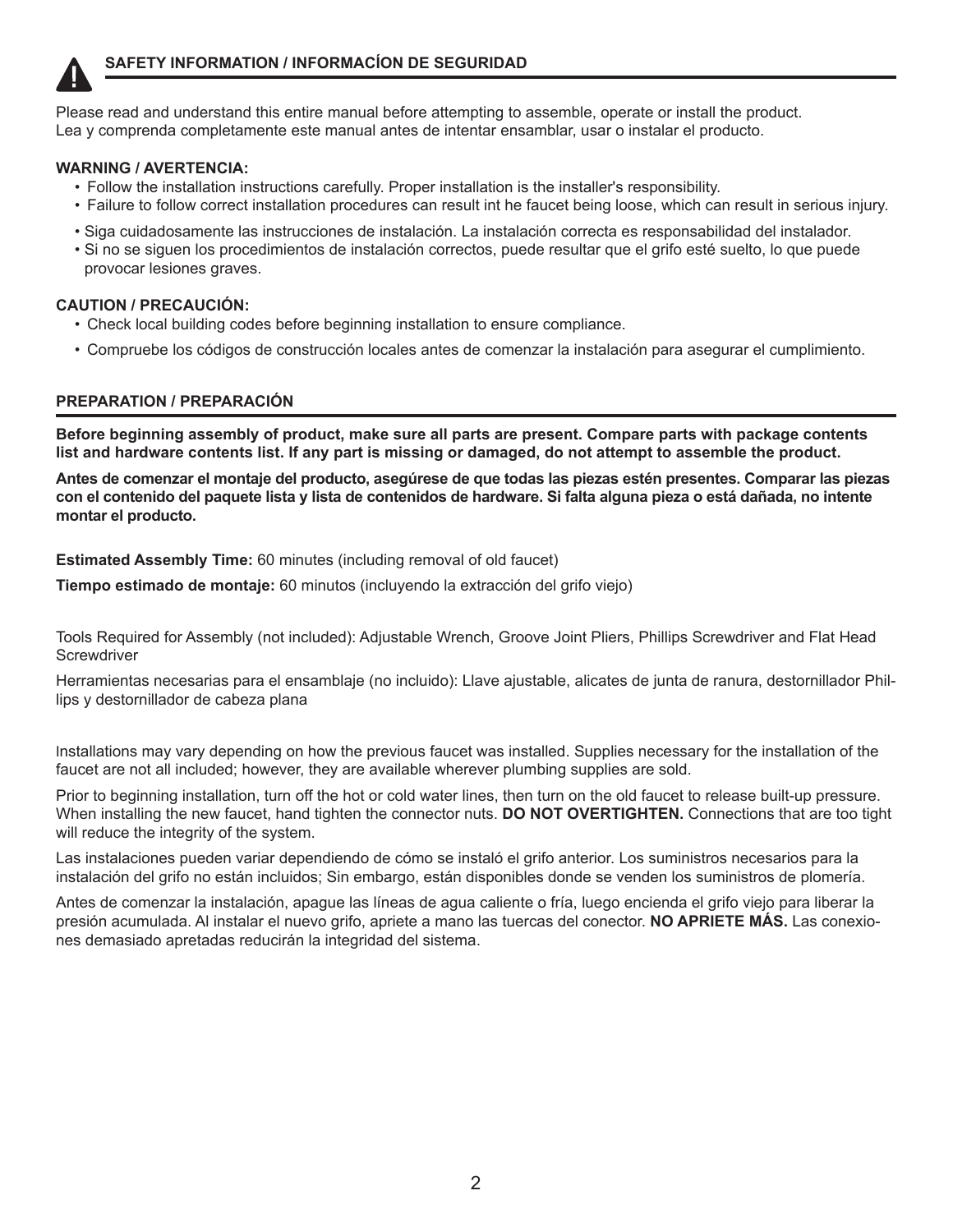## SAFETY INFORMATION / INFORMACÍON DE SEGURIDAD

Please read and understand this entire manual before attempting to assemble, operate or install the product.
Lea y comprenda completamente este manual antes de intentar ensamblar, usar o instalar el producto.

**WARNING / AVERTENCIA:**

- Follow the installation instructions carefully. Proper installation is the installer's responsibility.
- Failure to follow correct installation procedures can result int he faucet being loose, which can result in serious injury.

- Siga cuidadosamente las instrucciones de instalación. La instalación correcta es responsabilidad del instalador.
- Si no se siguen los procedimientos de instalación correctos, puede resultar que el grifo esté suelto, lo que puede provocar lesiones graves.

**CAUTION / PRECAUCIÓN:**

- Check local building codes before beginning installation to ensure compliance.

- Compruebe los códigos de construcción locales antes de comenzar la instalación para asegurar el cumplimiento.

## PREPARATION / PREPARACIÓN

**Before beginning assembly of product, make sure all parts are present. Compare parts with package contents list and hardware contents list. If any part is missing or damaged, do not attempt to assemble the product.**

**Antes de comenzar el montaje del producto, asegúrese de que todas las piezas estén presentes. Comparar las piezas con el contenido del paquete lista y lista de contenidos de hardware. Si falta alguna pieza o está dañada, no intente montar el producto.**

**Estimated Assembly Time:** 60 minutes (including removal of old faucet)

**Tiempo estimado de montaje:** 60 minutos (incluyendo la extracción del grifo viejo)

Tools Required for Assembly (not included): Adjustable Wrench, Groove Joint Pliers, Phillips Screwdriver and Flat Head Screwdriver

Herramientas necesarias para el ensamblaje (no incluido): Llave ajustable, alicates de junta de ranura, destornillador Phillips y destornillador de cabeza plana

Installations may vary depending on how the previous faucet was installed. Supplies necessary for the installation of the faucet are not all included; however, they are available wherever plumbing supplies are sold.

Prior to beginning installation, turn off the hot or cold water lines, then turn on the old faucet to release built-up pressure. When installing the new faucet, hand tighten the connector nuts. **DO NOT OVERTIGHTEN.** Connections that are too tight will reduce the integrity of the system.

Las instalaciones pueden variar dependiendo de cómo se instaló el grifo anterior. Los suministros necesarios para la instalación del grifo no están incluidos; Sin embargo, están disponibles donde se venden los suministros de plomería.

Antes de comenzar la instalación, apague las líneas de agua caliente o fría, luego encienda el grifo viejo para liberar la presión acumulada. Al instalar el nuevo grifo, apriete a mano las tuercas del conector. **NO APRIETE MÁS.** Las conexiones demasiado apretadas reducirán la integridad del sistema.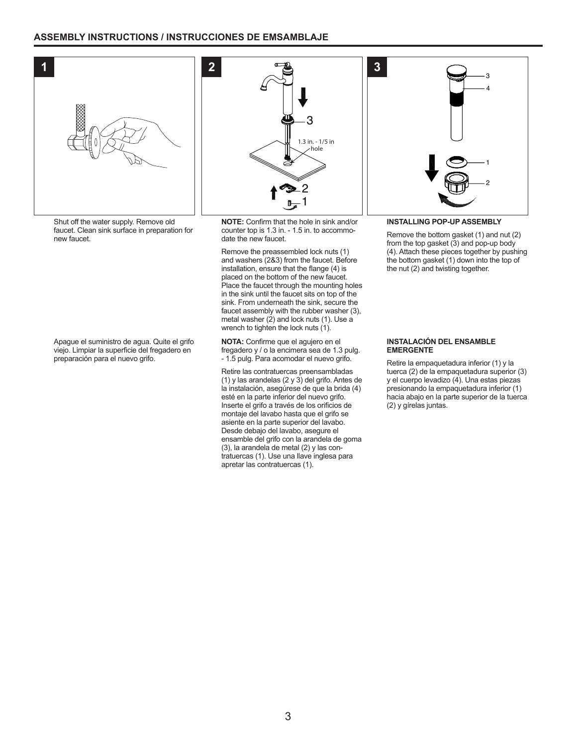## ASSEMBLY INSTRUCTIONS / INSTRUCCIONES DE EMSAMBLAJE

### 1

Shut off the water supply. Remove old faucet. Clean sink surface in preparation for new faucet.

Apague el suministro de agua. Quite el grifo viejo. Limpiar la superficie del fregadero en preparación para el nuevo grifo.

### 2

3

1.3 in. - 1/5 in hole

2

1

**NOTE:** Confirm that the hole in sink and/or counter top is 1.3 in. - 1.5 in. to accommodate the new faucet.

Remove the preassembled lock nuts (1) and washers (2&3) from the faucet. Before installation, ensure that the flange (4) is placed on the bottom of the new faucet. Place the faucet through the mounting holes in the sink until the faucet sits on top of the sink. From underneath the sink, secure the faucet assembly with the rubber washer (3), metal washer (2) and lock nuts (1). Use a wrench to tighten the lock nuts (1).

**NOTA:** Confirme que el agujero en el fregadero y / o la encimera sea de 1.3 pulg. - 1.5 pulg. Para acomodar el nuevo grifo.

Retire las contratuercas preensambladas (1) y las arandelas (2 y 3) del grifo. Antes de la instalación, asegúrese de que la brida (4) esté en la parte inferior del nuevo grifo. Inserte el grifo a través de los orificios de montaje del lavabo hasta que el grifo se asiente en la parte superior del lavabo. Desde debajo del lavabo, asegure el ensamble del grifo con la arandela de goma (3), la arandela de metal (2) y las contratuercas (1). Use una llave inglesa para apretar las contratuercas (1).

### 3

3

4

1

2

**INSTALLING POP-UP ASSEMBLY**

Remove the bottom gasket (1) and nut (2) from the top gasket (3) and pop-up body (4). Attach these pieces together by pushing the bottom gasket (1) down into the top of the nut (2) and twisting together.

**INSTALACIÓN DEL ENSAMBLE EMERGENTE**

Retire la empaquetadura inferior (1) y la tuerca (2) de la empaquetadura superior (3) y el cuerpo levadizo (4). Una estas piezas presionando la empaquetadura inferior (1) hacia abajo en la parte superior de la tuerca (2) y gírelas juntas.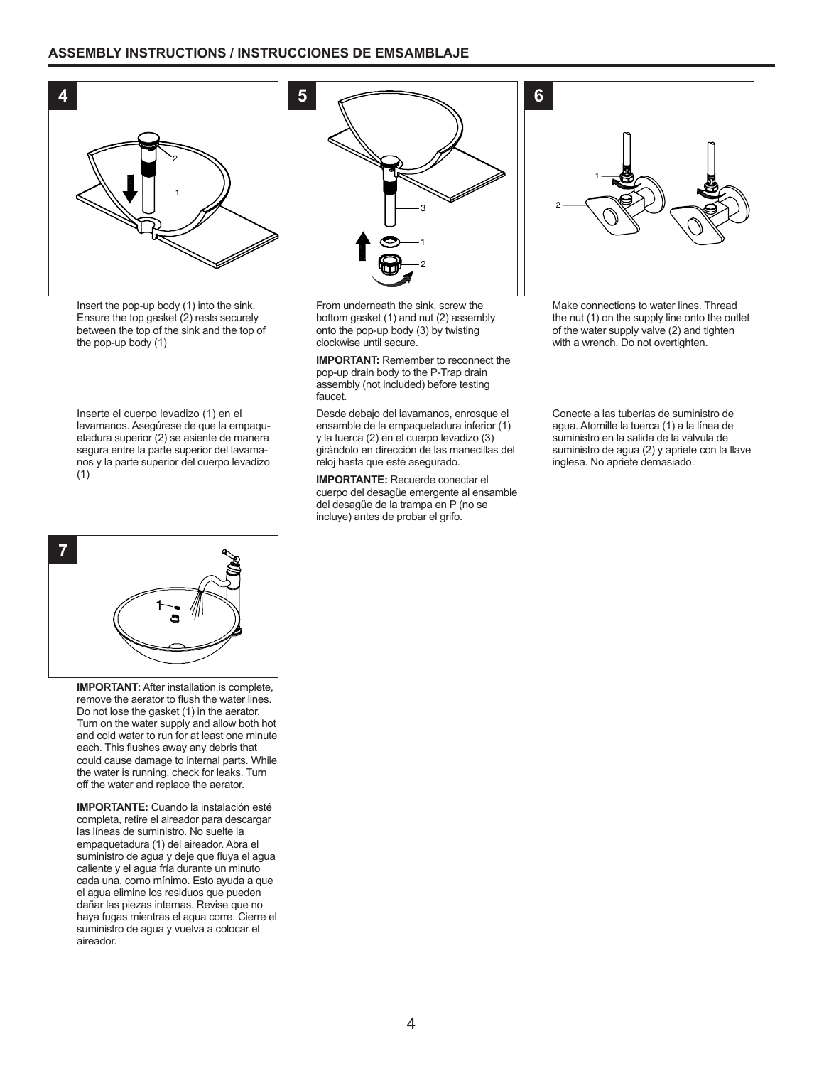## ASSEMBLY INSTRUCTIONS / INSTRUCCIONES DE EMSAMBLAJE

### 4

Insert the pop-up body (1) into the sink. Ensure the top gasket (2) rests securely between the top of the sink and the top of the pop-up body (1)

Inserte el cuerpo levadizo (1) en el lavamanos. Asegúrese de que la empaquetadura superior (2) se asiente de manera segura entre la parte superior del lavamanos y la parte superior del cuerpo levadizo (1)

### 5

From underneath the sink, screw the bottom gasket (1) and nut (2) assembly onto the pop-up body (3) by twisting clockwise until secure.

**IMPORTANT:** Remember to reconnect the pop-up drain body to the P-Trap drain assembly (not included) before testing faucet.

Desde debajo del lavamanos, enrosque el ensamble de la empaquetadura inferior (1) y la tuerca (2) en el cuerpo levadizo (3) girándolo en dirección de las manecillas del reloj hasta que esté asegurado.

**IMPORTANTE:** Recuerde conectar el cuerpo del desagüe emergente al ensamble del desagüe de la trampa en P (no se incluye) antes de probar el grifo.

### 6

Make connections to water lines. Thread the nut (1) on the supply line onto the outlet of the water supply valve (2) and tighten with a wrench. Do not overtighten.

Conecte a las tuberías de suministro de agua. Atornille la tuerca (1) a la línea de suministro en la salida de la válvula de suministro de agua (2) y apriete con la llave inglesa. No apriete demasiado.

### 7

**IMPORTANT**: After installation is complete, remove the aerator to flush the water lines. Do not lose the gasket (1) in the aerator. Turn on the water supply and allow both hot and cold water to run for at least one minute each. This flushes away any debris that could cause damage to internal parts. While the water is running, check for leaks. Turn off the water and replace the aerator.

**IMPORTANTE:** Cuando la instalación esté completa, retire el aireador para descargar las líneas de suministro. No suelte la empaquetadura (1) del aireador. Abra el suministro de agua y deje que fluya el agua caliente y el agua fría durante un minuto cada una, como mínimo. Esto ayuda a que el agua elimine los residuos que pueden dañar las piezas internas. Revise que no haya fugas mientras el agua corre. Cierre el suministro de agua y vuelva a colocar el aireador.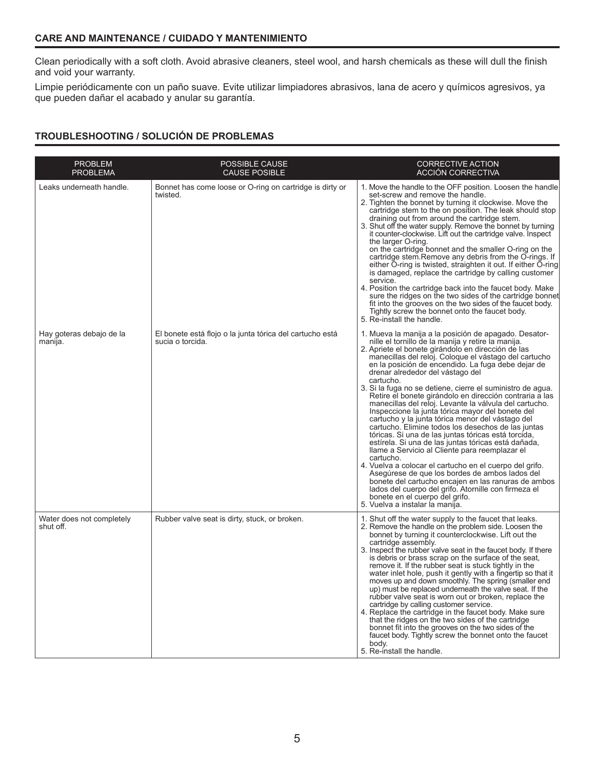## CARE AND MAINTENANCE / CUIDADO Y MANTENIMIENTO

Clean periodically with a soft cloth. Avoid abrasive cleaners, steel wool, and harsh chemicals as these will dull the finish and void your warranty.

Limpie periódicamente con un paño suave. Evite utilizar limpiadores abrasivos, lana de acero y químicos agresivos, ya que pueden dañar el acabado y anular su garantía.

## TROUBLESHOOTING / SOLUCIÓN DE PROBLEMAS

| PROBLEM<br>PROBLEMA | POSSIBLE CAUSE<br>CAUSE POSIBLE | CORRECTIVE ACTION<br>ACCIÓN CORRECTIVA |
|---|---|---|
| Leaks underneath handle. | Bonnet has come loose or O-ring on cartridge is dirty or twisted. | 1. Move the handle to the OFF position. Loosen the handle set-screw and remove the handle.<br>2. Tighten the bonnet by turning it clockwise. Move the cartridge stem to the on position. The leak should stop draining out from around the cartridge stem.<br>3. Shut off the water supply. Remove the bonnet by turning it counter-clockwise. Lift out the cartridge valve. Inspect the larger O-ring.<br>on the cartridge bonnet and the smaller O-ring on the cartridge stem.Remove any debris from the O-rings. If either O-ring is twisted, straighten it out. If either O-ring is damaged, replace the cartridge by calling customer service.<br>4. Position the cartridge back into the faucet body. Make sure the ridges on the two sides of the cartridge bonnet fit into the grooves on the two sides of the faucet body. Tightly screw the bonnet onto the faucet body.<br>5. Re-install the handle. |
| Hay goteras debajo de la manija. | El bonete está flojo o la junta tórica del cartucho está sucia o torcida. | 1. Mueva la manija a la posición de apagado. Desatornille el tornillo de la manija y retire la manija.<br>2. Apriete el bonete girándolo en dirección de las manecillas del reloj. Coloque el vástago del cartucho en la posición de encendido. La fuga debe dejar de drenar alrededor del vástago del cartucho.<br>3. Si la fuga no se detiene, cierre el suministro de agua. Retire el bonete girándolo en dirección contraria a las manecillas del reloj. Levante la válvula del cartucho. Inspeccione la junta tórica mayor del bonete del cartucho y la junta tórica menor del vástago del cartucho. Elimine todos los desechos de las juntas tóricas. Si una de las juntas tóricas está torcida, estírela. Si una de las juntas tóricas está dañada, llame a Servicio al Cliente para reemplazar el cartucho.<br>4. Vuelva a colocar el cartucho en el cuerpo del grifo. Asegúrese de que los bordes de ambos lados del bonete del cartucho encajen en las ranuras de ambos lados del cuerpo del grifo. Atornille con firmeza el bonete en el cuerpo del grifo.<br>5. Vuelva a instalar la manija. |
| Water does not completely shut off. | Rubber valve seat is dirty, stuck, or broken. | 1. Shut off the water supply to the faucet that leaks.<br>2. Remove the handle on the problem side. Loosen the bonnet by turning it counterclockwise. Lift out the cartridge assembly.<br>3. Inspect the rubber valve seat in the faucet body. If there is debris or brass scrap on the surface of the seat, remove it. If the rubber seat is stuck tightly in the water inlet hole, push it gently with a fingertip so that it moves up and down smoothly. The spring (smaller end up) must be replaced underneath the valve seat. If the rubber valve seat is worn out or broken, replace the cartridge by calling customer service.<br>4. Replace the cartridge in the faucet body. Make sure that the ridges on the two sides of the cartridge bonnet fit into the grooves on the two sides of the faucet body. Tightly screw the bonnet onto the faucet body.<br>5. Re-install the handle. |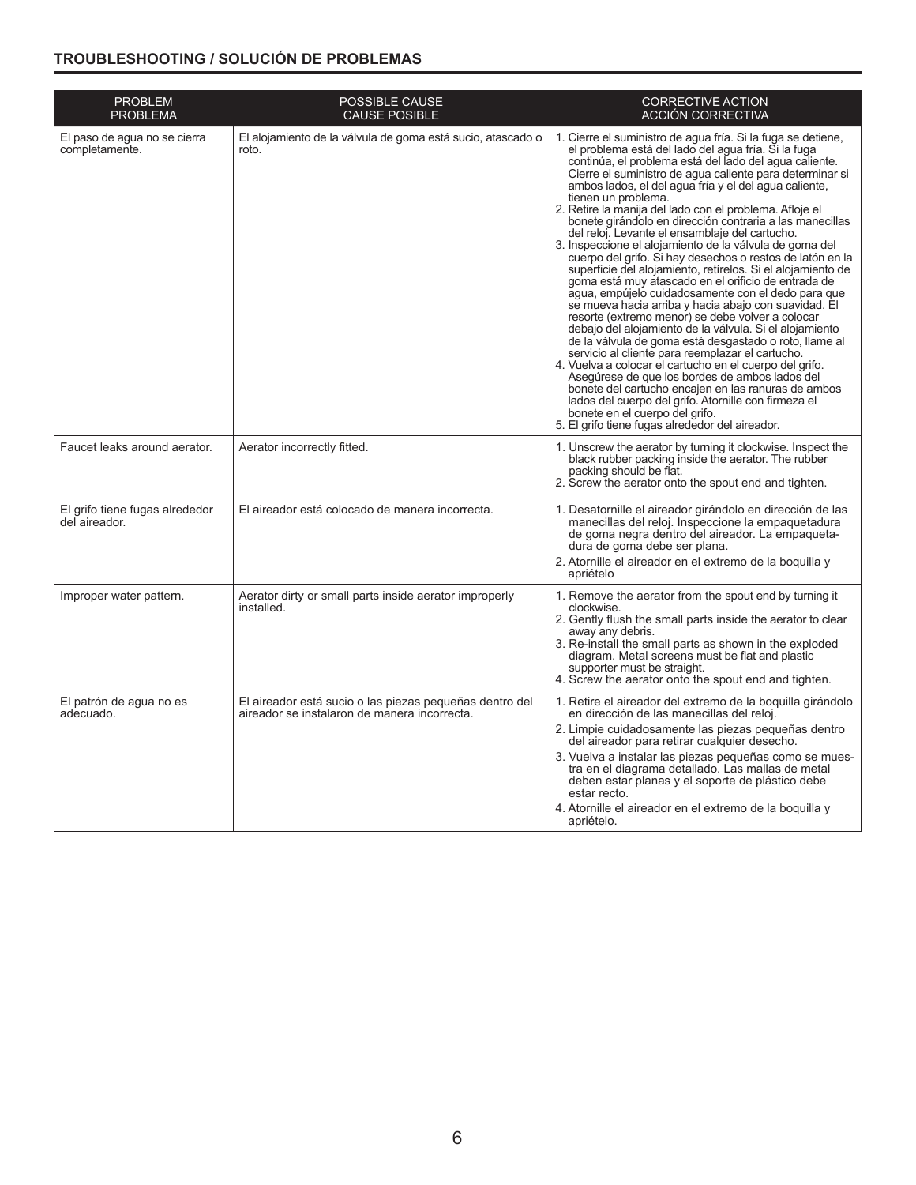## TROUBLESHOOTING / SOLUCIÓN DE PROBLEMAS

| PROBLEM<br>PROBLEMA | POSSIBLE CAUSE<br>CAUSE POSIBLE | CORRECTIVE ACTION<br>ACCIÓN CORRECTIVA |
|---|---|---|
| El paso de agua no se cierra completamente. | El alojamiento de la válvula de goma está sucio, atascado o roto. | 1. Cierre el suministro de agua fría. Si la fuga se detiene, el problema está del lado del agua fría. Si la fuga continúa, el problema está del lado del agua caliente. Cierre el suministro de agua caliente para determinar si ambos lados, el del agua fría y el del agua caliente, tienen un problema.<br>2. Retire la manija del lado con el problema. Afloje el bonete girándolo en dirección contraria a las manecillas del reloj. Levante el ensamblaje del cartucho.<br>3. Inspeccione el alojamiento de la válvula de goma del cuerpo del grifo. Si hay desechos o restos de latón en la superficie del alojamiento, retírelos. Si el alojamiento de goma está muy atascado en el orificio de entrada de agua, empújelo cuidadosamente con el dedo para que se mueva hacia arriba y hacia abajo con suavidad. El resorte (extremo menor) se debe volver a colocar debajo del alojamiento de la válvula. Si el alojamiento de la válvula de goma está desgastado o roto, llame al servicio al cliente para reemplazar el cartucho.<br>4. Vuelva a colocar el cartucho en el cuerpo del grifo. Asegúrese de que los bordes de ambos lados del bonete del cartucho encajen en las ranuras de ambos lados del cuerpo del grifo. Atornille con firmeza el bonete en el cuerpo del grifo.<br>5. El grifo tiene fugas alrededor del aireador. |
| Faucet leaks around aerator. | Aerator incorrectly fitted. | 1. Unscrew the aerator by turning it clockwise. Inspect the black rubber packing inside the aerator. The rubber packing should be flat.<br>2. Screw the aerator onto the spout end and tighten. |
| El grifo tiene fugas alrededor del aireador. | El aireador está colocado de manera incorrecta. | 1. Desatornille el aireador girándolo en dirección de las manecillas del reloj. Inspeccione la empaquetadura de goma negra dentro del aireador. La empaquetadura de goma debe ser plana.<br>2. Atornille el aireador en el extremo de la boquilla y apriételo |
| Improper water pattern. | Aerator dirty or small parts inside aerator improperly installed. | 1. Remove the aerator from the spout end by turning it clockwise.<br>2. Gently flush the small parts inside the aerator to clear away any debris.<br>3. Re-install the small parts as shown in the exploded diagram. Metal screens must be flat and plastic supporter must be straight.<br>4. Screw the aerator onto the spout end and tighten. |
| El patrón de agua no es adecuado. | El aireador está sucio o las piezas pequeñas dentro del aireador se instalaron de manera incorrecta. | 1. Retire el aireador del extremo de la boquilla girándolo en dirección de las manecillas del reloj.<br>2. Limpie cuidadosamente las piezas pequeñas dentro del aireador para retirar cualquier desecho.<br>3. Vuelva a instalar las piezas pequeñas como se muestra en el diagrama detallado. Las mallas de metal deben estar planas y el soporte de plástico debe estar recto.<br>4. Atornille el aireador en el extremo de la boquilla y apriételo. |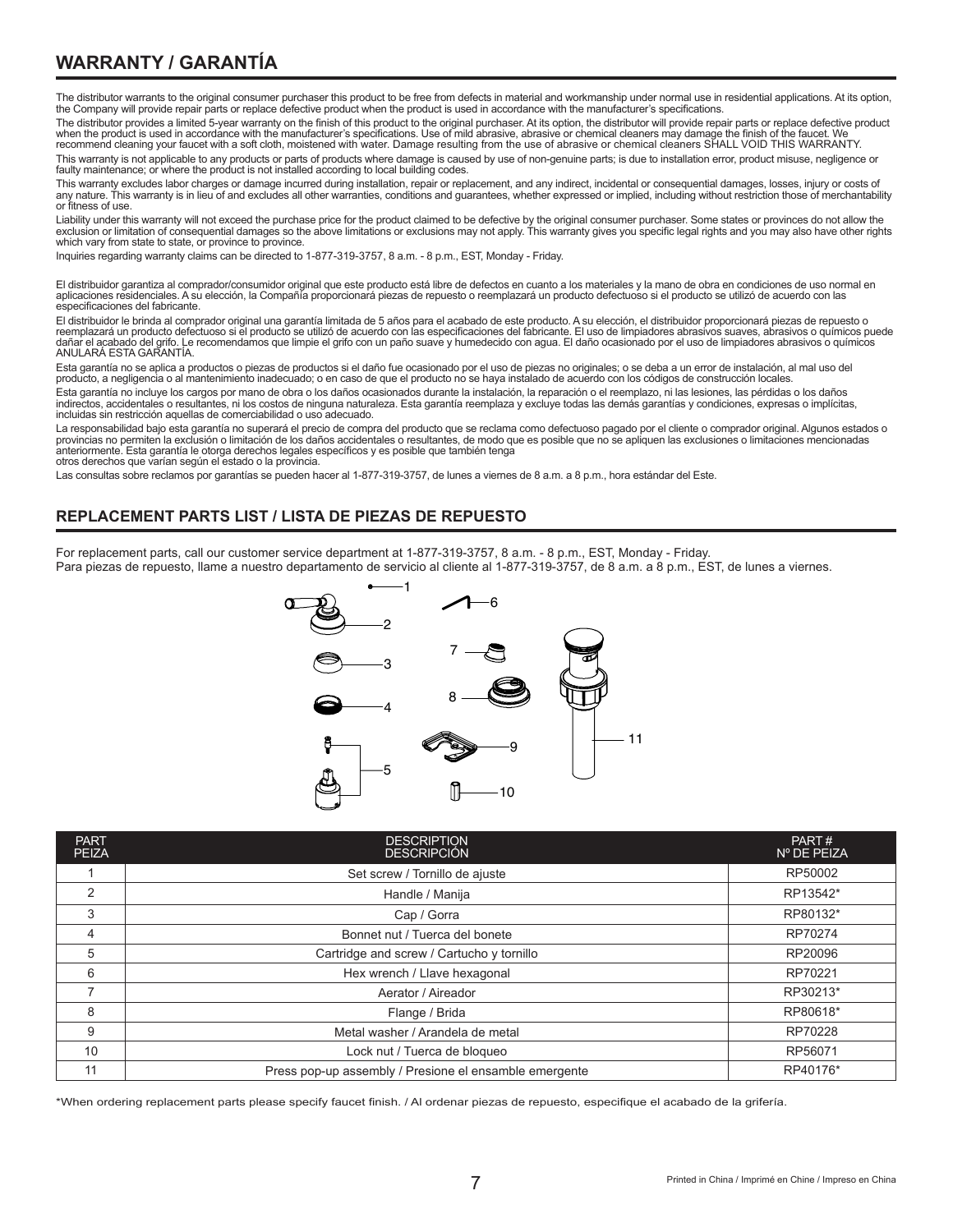# WARRANTY / GARANTÍA

The distributor warrants to the original consumer purchaser this product to be free from defects in material and workmanship under normal use in residential applications. At its option, the Company will provide repair parts or replace defective product when the product is used in accordance with the manufacturer's specifications.

The distributor provides a limited 5-year warranty on the finish of this product to the original purchaser. At its option, the distributor will provide repair parts or replace defective product when the product is used in accordance with the manufacturer's specifications. Use of mild abrasive, abrasive or chemical cleaners may damage the finish of the faucet. We recommend cleaning your faucet with a soft cloth, moistened with water. Damage resulting from the use of abrasive or chemical cleaners SHALL VOID THIS WARRANTY.

This warranty is not applicable to any products or parts of products where damage is caused by use of non-genuine parts; is due to installation error, product misuse, negligence or faulty maintenance; or where the product is not installed according to local building codes.

This warranty excludes labor charges or damage incurred during installation, repair or replacement, and any indirect, incidental or consequential damages, losses, injury or costs of any nature. This warranty is in lieu of and excludes all other warranties, conditions and guarantees, whether expressed or implied, including without restriction those of merchantability or fitness of use.

Liability under this warranty will not exceed the purchase price for the product claimed to be defective by the original consumer purchaser. Some states or provinces do not allow the exclusion or limitation of consequential damages so the above limitations or exclusions may not apply. This warranty gives you specific legal rights and you may also have other rights which vary from state to state, or province to province.

Inquiries regarding warranty claims can be directed to 1-877-319-3757, 8 a.m. - 8 p.m., EST, Monday - Friday.

El distribuidor garantiza al comprador/consumidor original que este producto está libre de defectos en cuanto a los materiales y la mano de obra en condiciones de uso normal en aplicaciones residenciales. A su elección, la Compañía proporcionará piezas de repuesto o reemplazará un producto defectuoso si el producto se utilizó de acuerdo con las especificaciones del fabricante.

El distribuidor le brinda al comprador original una garantía limitada de 5 años para el acabado de este producto. A su elección, el distribuidor proporcionará piezas de repuesto o reemplazará un producto defectuoso si el producto se utilizó de acuerdo con las especificaciones del fabricante. El uso de limpiadores abrasivos suaves, abrasivos o químicos puede dañar el acabado del grifo. Le recomendamos que limpie el grifo con un paño suave y humedecido con agua. El daño ocasionado por el uso de limpiadores abrasivos o químicos ANULARÁ ESTA GARANTÍA.

Esta garantía no se aplica a productos o piezas de productos si el daño fue ocasionado por el uso de piezas no originales; o se deba a un error de instalación, al mal uso del producto, a negligencia o al mantenimiento inadecuado; o en caso de que el producto no se haya instalado de acuerdo con los códigos de construcción locales.

Esta garantía no incluye los cargos por mano de obra o los daños ocasionados durante la instalación, la reparación o el reemplazo, ni las lesiones, las pérdidas o los daños indirectos, accidentales o resultantes, ni los costos de ninguna naturaleza. Esta garantía reemplaza y excluye todas las demás garantías y condiciones, expresas o implícitas, incluidas sin restricción aquellas de comerciabilidad o uso adecuado.

La responsabilidad bajo esta garantía no superará el precio de compra del producto que se reclama como defectuoso pagado por el cliente o comprador original. Algunos estados o provincias no permiten la exclusión o limitación de los daños accidentales o resultantes, de modo que es posible que no se apliquen las exclusiones o limitaciones mencionadas anteriormente. Esta garantía le otorga derechos legales específicos y es posible que también tenga otros derechos que varían según el estado o la provincia.

Las consultas sobre reclamos por garantías se pueden hacer al 1-877-319-3757, de lunes a viernes de 8 a.m. a 8 p.m., hora estándar del Este.

## REPLACEMENT PARTS LIST / LISTA DE PIEZAS DE REPUESTO

For replacement parts, call our customer service department at 1-877-319-3757, 8 a.m. - 8 p.m., EST, Monday - Friday.
Para piezas de repuesto, llame a nuestro departamento de servicio al cliente al 1-877-319-3757, de 8 a.m. a 8 p.m., EST, de lunes a viernes.

| PART PEIZA | DESCRIPTION DESCRIPCIÓN | PART # Nº DE PEIZA |
|---|---|---|
| 1 | Set screw / Tornillo de ajuste | RP50002 |
| 2 | Handle / Manija | RP13542* |
| 3 | Cap / Gorra | RP80132* |
| 4 | Bonnet nut / Tuerca del bonete | RP70274 |
| 5 | Cartridge and screw / Cartucho y tornillo | RP20096 |
| 6 | Hex wrench / Llave hexagonal | RP70221 |
| 7 | Aerator / Aireador | RP30213* |
| 8 | Flange / Brida | RP80618* |
| 9 | Metal washer / Arandela de metal | RP70228 |
| 10 | Lock nut / Tuerca de bloqueo | RP56071 |
| 11 | Press pop-up assembly / Presione el ensamble emergente | RP40176* |

*When ordering replacement parts please specify faucet finish. / Al ordenar piezas de repuesto, especifique el acabado de la grifería.

Printed in China / Imprimé en Chine / Impreso en China